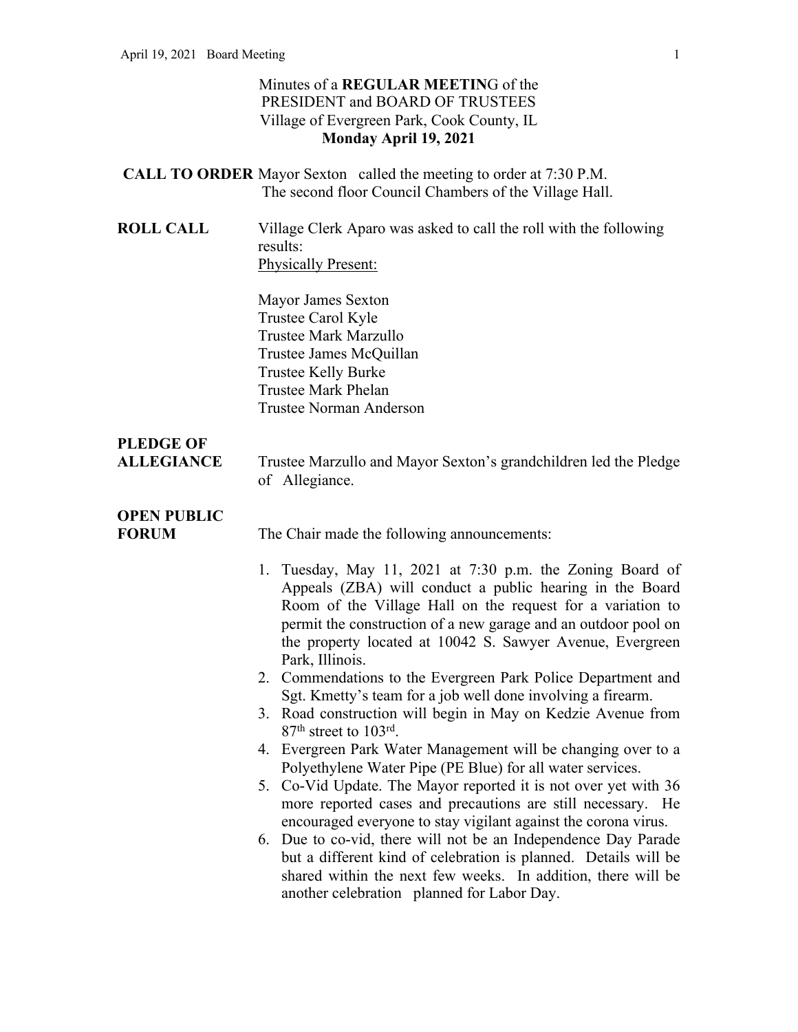Minutes of a **REGULAR MEETIN**G of the
PRESIDENT and BOARD OF TRUSTEES
Village of Evergreen Park, Cook County, IL
**Monday April 19, 2021**

**CALL TO ORDER** Mayor Sexton called the meeting to order at 7:30 P.M. The second floor Council Chambers of the Village Hall.

**ROLL CALL** Village Clerk Aparo was asked to call the roll with the following results:

Physically Present:

Mayor James Sexton
Trustee Carol Kyle
Trustee Mark Marzullo
Trustee James McQuillan
Trustee Kelly Burke
Trustee Mark Phelan
Trustee Norman Anderson

**PLEDGE OF ALLEGIANCE** Trustee Marzullo and Mayor Sexton's grandchildren led the Pledge of Allegiance.

**OPEN PUBLIC FORUM** The Chair made the following announcements:

1. Tuesday, May 11, 2021 at 7:30 p.m. the Zoning Board of Appeals (ZBA) will conduct a public hearing in the Board Room of the Village Hall on the request for a variation to permit the construction of a new garage and an outdoor pool on the property located at 10042 S. Sawyer Avenue, Evergreen Park, Illinois.
2. Commendations to the Evergreen Park Police Department and Sgt. Kmetty's team for a job well done involving a firearm.
3. Road construction will begin in May on Kedzie Avenue from 87th street to 103rd.
4. Evergreen Park Water Management will be changing over to a Polyethylene Water Pipe (PE Blue) for all water services.
5. Co-Vid Update. The Mayor reported it is not over yet with 36 more reported cases and precautions are still necessary. He encouraged everyone to stay vigilant against the corona virus.
6. Due to co-vid, there will not be an Independence Day Parade but a different kind of celebration is planned. Details will be shared within the next few weeks. In addition, there will be another celebration planned for Labor Day.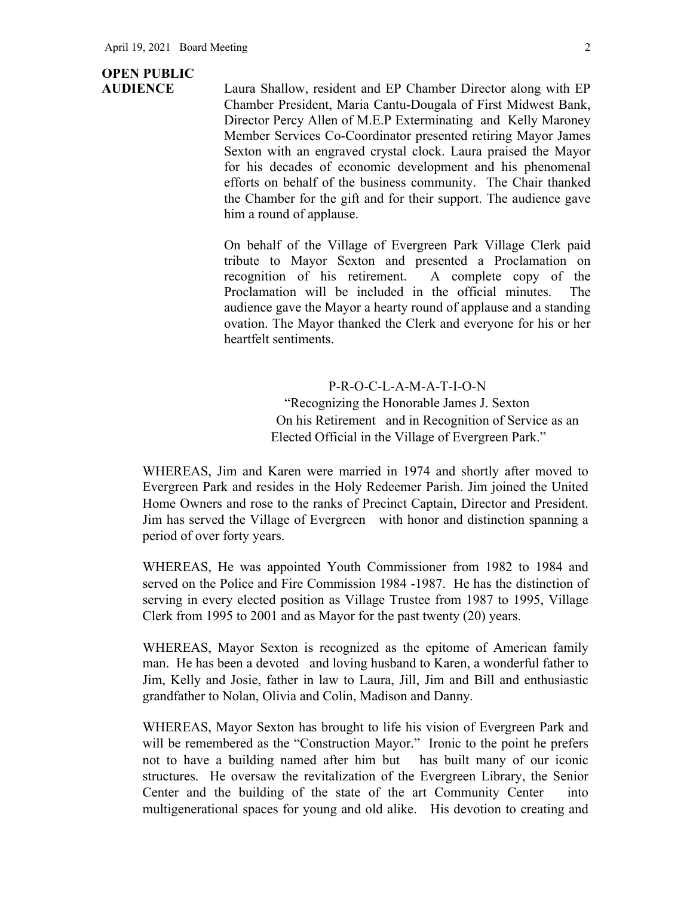**OPEN PUBLIC AUDIENCE**

Laura Shallow, resident and EP Chamber Director along with EP Chamber President, Maria Cantu-Dougala of First Midwest Bank, Director Percy Allen of M.E.P Exterminating and Kelly Maroney Member Services Co-Coordinator presented retiring Mayor James Sexton with an engraved crystal clock. Laura praised the Mayor for his decades of economic development and his phenomenal efforts on behalf of the business community. The Chair thanked the Chamber for the gift and for their support. The audience gave him a round of applause.

On behalf of the Village of Evergreen Park Village Clerk paid tribute to Mayor Sexton and presented a Proclamation on recognition of his retirement. A complete copy of the Proclamation will be included in the official minutes. The audience gave the Mayor a hearty round of applause and a standing ovation. The Mayor thanked the Clerk and everyone for his or her heartfelt sentiments.

P-R-O-C-L-A-M-A-T-I-O-N

"Recognizing the Honorable James J. Sexton On his Retirement and in Recognition of Service as an Elected Official in the Village of Evergreen Park."

WHEREAS, Jim and Karen were married in 1974 and shortly after moved to Evergreen Park and resides in the Holy Redeemer Parish. Jim joined the United Home Owners and rose to the ranks of Precinct Captain, Director and President. Jim has served the Village of Evergreen with honor and distinction spanning a period of over forty years.

WHEREAS, He was appointed Youth Commissioner from 1982 to 1984 and served on the Police and Fire Commission 1984 -1987. He has the distinction of serving in every elected position as Village Trustee from 1987 to 1995, Village Clerk from 1995 to 2001 and as Mayor for the past twenty (20) years.

WHEREAS, Mayor Sexton is recognized as the epitome of American family man. He has been a devoted and loving husband to Karen, a wonderful father to Jim, Kelly and Josie, father in law to Laura, Jill, Jim and Bill and enthusiastic grandfather to Nolan, Olivia and Colin, Madison and Danny.

WHEREAS, Mayor Sexton has brought to life his vision of Evergreen Park and will be remembered as the "Construction Mayor." Ironic to the point he prefers not to have a building named after him but has built many of our iconic structures. He oversaw the revitalization of the Evergreen Library, the Senior Center and the building of the state of the art Community Center into multigenerational spaces for young and old alike. His devotion to creating and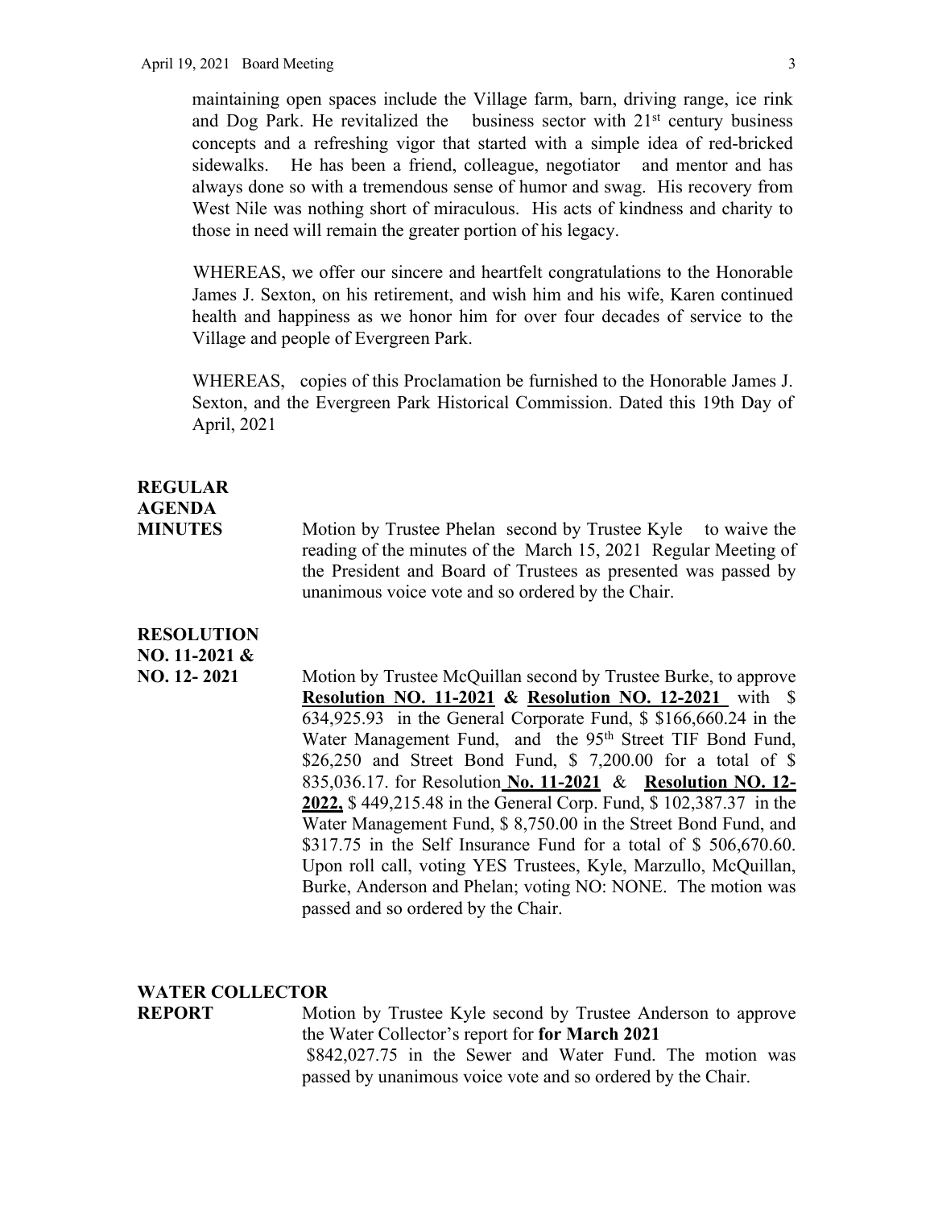maintaining open spaces include the Village farm, barn, driving range, ice rink and Dog Park. He revitalized the business sector with 21st century business concepts and a refreshing vigor that started with a simple idea of red-bricked sidewalks. He has been a friend, colleague, negotiator and mentor and has always done so with a tremendous sense of humor and swag. His recovery from West Nile was nothing short of miraculous. His acts of kindness and charity to those in need will remain the greater portion of his legacy.

WHEREAS, we offer our sincere and heartfelt congratulations to the Honorable James J. Sexton, on his retirement, and wish him and his wife, Karen continued health and happiness as we honor him for over four decades of service to the Village and people of Evergreen Park.

WHEREAS, copies of this Proclamation be furnished to the Honorable James J. Sexton, and the Evergreen Park Historical Commission. Dated this 19th Day of April, 2021

**REGULAR AGENDA**

**MINUTES**

Motion by Trustee Phelan second by Trustee Kyle to waive the reading of the minutes of the March 15, 2021 Regular Meeting of the President and Board of Trustees as presented was passed by unanimous voice vote and so ordered by the Chair.

**RESOLUTION NO. 11-2021 & NO. 12- 2021**

Motion by Trustee McQuillan second by Trustee Burke, to approve **Resolution NO. 11-2021 & Resolution NO. 12-2021** with $ 634,925.93 in the General Corporate Fund, $ $166,660.24 in the Water Management Fund, and the 95th Street TIF Bond Fund, $26,250 and Street Bond Fund, $ 7,200.00 for a total of $ 835,036.17. for Resolution **No. 11-2021** & **Resolution NO. 12-2022,** $ 449,215.48 in the General Corp. Fund, $ 102,387.37 in the Water Management Fund, $ 8,750.00 in the Street Bond Fund, and $317.75 in the Self Insurance Fund for a total of $ 506,670.60. Upon roll call, voting YES Trustees, Kyle, Marzullo, McQuillan, Burke, Anderson and Phelan; voting NO: NONE. The motion was passed and so ordered by the Chair.

**WATER COLLECTOR REPORT**

Motion by Trustee Kyle second by Trustee Anderson to approve the Water Collector's report for **for March 2021** $842,027.75 in the Sewer and Water Fund. The motion was passed by unanimous voice vote and so ordered by the Chair.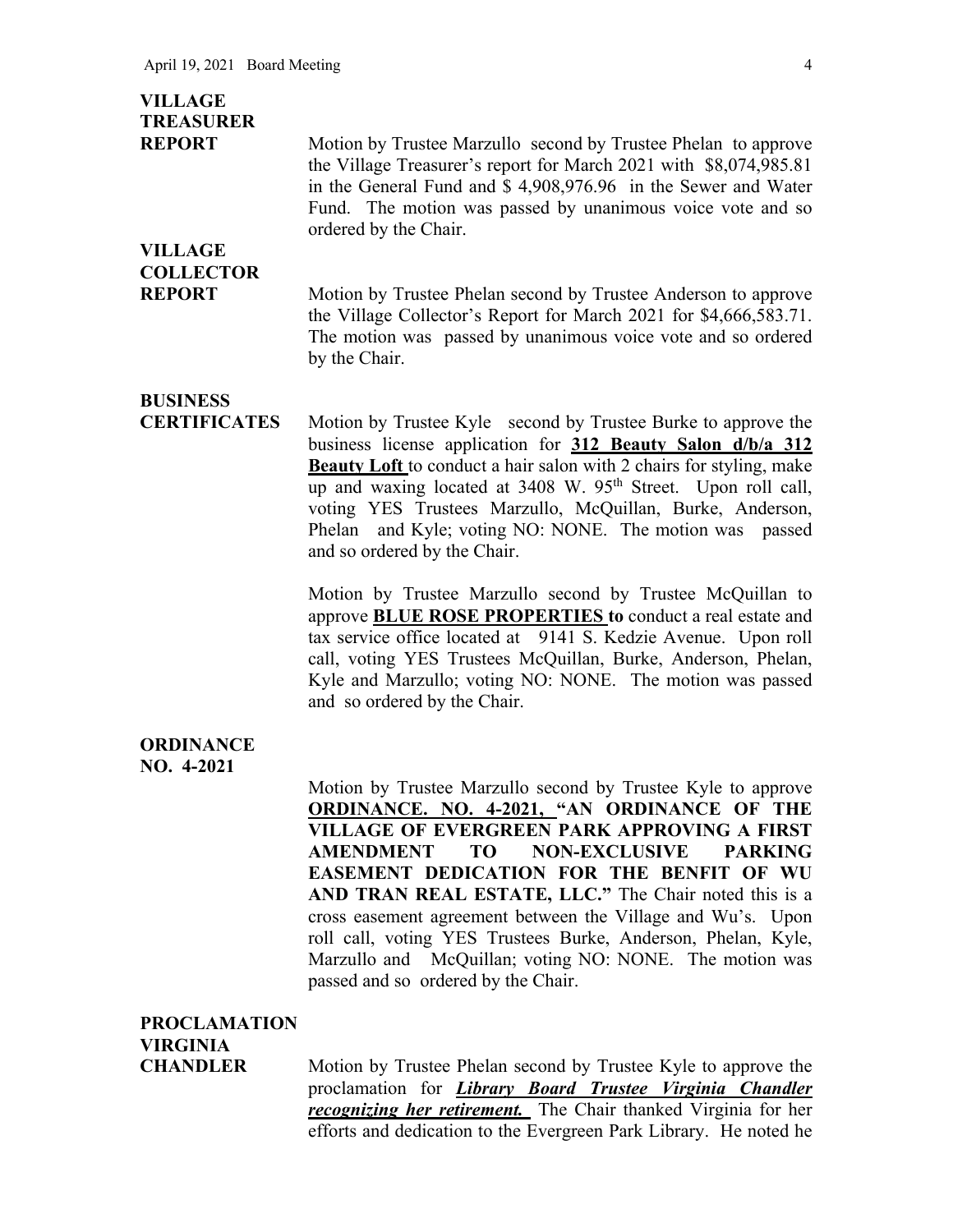**VILLAGE TREASURER REPORT**

Motion by Trustee Marzullo second by Trustee Phelan to approve the Village Treasurer's report for March 2021 with $8,074,985.81 in the General Fund and $ 4,908,976.96 in the Sewer and Water Fund. The motion was passed by unanimous voice vote and so ordered by the Chair.

**VILLAGE COLLECTOR REPORT**

Motion by Trustee Phelan second by Trustee Anderson to approve the Village Collector's Report for March 2021 for $4,666,583.71. The motion was passed by unanimous voice vote and so ordered by the Chair.

**BUSINESS CERTIFICATES**

Motion by Trustee Kyle second by Trustee Burke to approve the business license application for **312 Beauty Salon d/b/a 312 Beauty Loft** to conduct a hair salon with 2 chairs for styling, make up and waxing located at 3408 W. 95th Street. Upon roll call, voting YES Trustees Marzullo, McQuillan, Burke, Anderson, Phelan and Kyle; voting NO: NONE. The motion was passed and so ordered by the Chair.

Motion by Trustee Marzullo second by Trustee McQuillan to approve **BLUE ROSE PROPERTIES to** conduct a real estate and tax service office located at 9141 S. Kedzie Avenue. Upon roll call, voting YES Trustees McQuillan, Burke, Anderson, Phelan, Kyle and Marzullo; voting NO: NONE. The motion was passed and so ordered by the Chair.

**ORDINANCE NO. 4-2021**

Motion by Trustee Marzullo second by Trustee Kyle to approve **ORDINANCE. NO. 4-2021, "AN ORDINANCE OF THE VILLAGE OF EVERGREEN PARK APPROVING A FIRST AMENDMENT TO NON-EXCLUSIVE PARKING EASEMENT DEDICATION FOR THE BENFIT OF WU AND TRAN REAL ESTATE, LLC."** The Chair noted this is a cross easement agreement between the Village and Wu's. Upon roll call, voting YES Trustees Burke, Anderson, Phelan, Kyle, Marzullo and McQuillan; voting NO: NONE. The motion was passed and so ordered by the Chair.

**PROCLAMATION VIRGINIA CHANDLER**

Motion by Trustee Phelan second by Trustee Kyle to approve the proclamation for ***Library Board Trustee Virginia Chandler recognizing her retirement.*** The Chair thanked Virginia for her efforts and dedication to the Evergreen Park Library. He noted he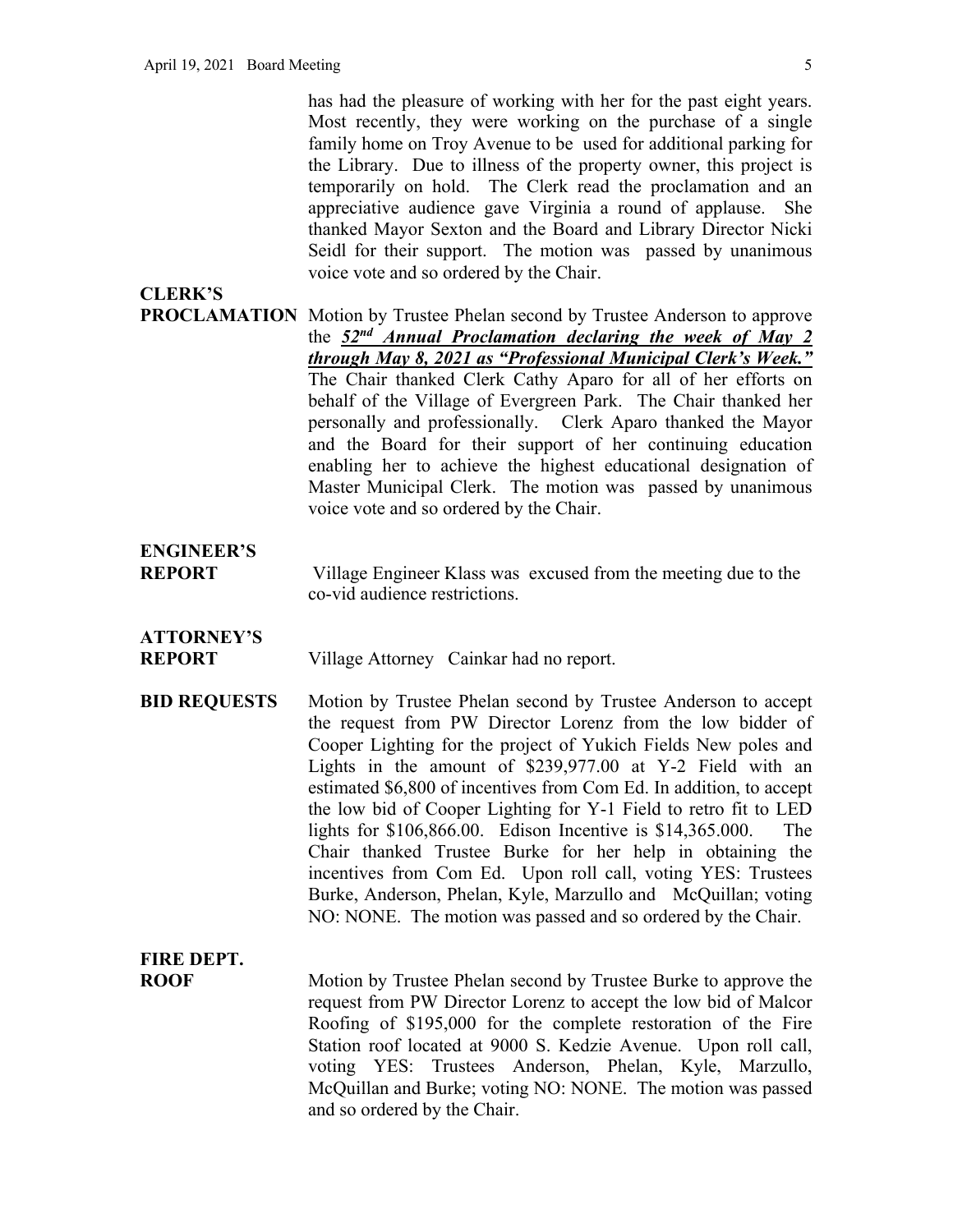has had the pleasure of working with her for the past eight years. Most recently, they were working on the purchase of a single family home on Troy Avenue to be used for additional parking for the Library. Due to illness of the property owner, this project is temporarily on hold. The Clerk read the proclamation and an appreciative audience gave Virginia a round of applause. She thanked Mayor Sexton and the Board and Library Director Nicki Seidl for their support. The motion was passed by unanimous voice vote and so ordered by the Chair.

**CLERK'S PROCLAMATION** Motion by Trustee Phelan second by Trustee Anderson to approve the ***52nd Annual Proclamation declaring the week of May 2 through May 8, 2021 as "Professional Municipal Clerk's Week."*** The Chair thanked Clerk Cathy Aparo for all of her efforts on behalf of the Village of Evergreen Park. The Chair thanked her personally and professionally. Clerk Aparo thanked the Mayor and the Board for their support of her continuing education enabling her to achieve the highest educational designation of Master Municipal Clerk. The motion was passed by unanimous voice vote and so ordered by the Chair.

**ENGINEER'S REPORT** Village Engineer Klass was excused from the meeting due to the co-vid audience restrictions.

**ATTORNEY'S REPORT** Village Attorney Cainkar had no report.

**BID REQUESTS** Motion by Trustee Phelan second by Trustee Anderson to accept the request from PW Director Lorenz from the low bidder of Cooper Lighting for the project of Yukich Fields New poles and Lights in the amount of $239,977.00 at Y-2 Field with an estimated $6,800 of incentives from Com Ed. In addition, to accept the low bid of Cooper Lighting for Y-1 Field to retro fit to LED lights for $106,866.00. Edison Incentive is $14,365.000. The Chair thanked Trustee Burke for her help in obtaining the incentives from Com Ed. Upon roll call, voting YES: Trustees Burke, Anderson, Phelan, Kyle, Marzullo and McQuillan; voting NO: NONE. The motion was passed and so ordered by the Chair.

**FIRE DEPT. ROOF** Motion by Trustee Phelan second by Trustee Burke to approve the request from PW Director Lorenz to accept the low bid of Malcor Roofing of $195,000 for the complete restoration of the Fire Station roof located at 9000 S. Kedzie Avenue. Upon roll call, voting YES: Trustees Anderson, Phelan, Kyle, Marzullo, McQuillan and Burke; voting NO: NONE. The motion was passed and so ordered by the Chair.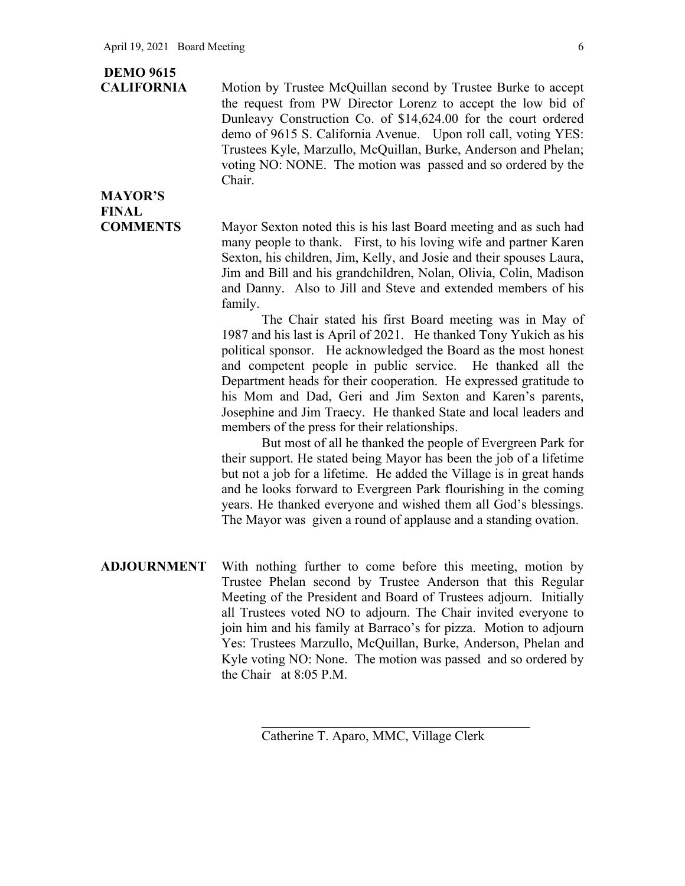**DEMO 9615 CALIFORNIA**

Motion by Trustee McQuillan second by Trustee Burke to accept the request from PW Director Lorenz to accept the low bid of Dunleavy Construction Co. of $14,624.00 for the court ordered demo of 9615 S. California Avenue. Upon roll call, voting YES: Trustees Kyle, Marzullo, McQuillan, Burke, Anderson and Phelan; voting NO: NONE. The motion was passed and so ordered by the Chair.

**MAYOR'S FINAL COMMENTS**

Mayor Sexton noted this is his last Board meeting and as such had many people to thank. First, to his loving wife and partner Karen Sexton, his children, Jim, Kelly, and Josie and their spouses Laura, Jim and Bill and his grandchildren, Nolan, Olivia, Colin, Madison and Danny. Also to Jill and Steve and extended members of his family.

The Chair stated his first Board meeting was in May of 1987 and his last is April of 2021. He thanked Tony Yukich as his political sponsor. He acknowledged the Board as the most honest and competent people in public service. He thanked all the Department heads for their cooperation. He expressed gratitude to his Mom and Dad, Geri and Jim Sexton and Karen's parents, Josephine and Jim Traecy. He thanked State and local leaders and members of the press for their relationships.

But most of all he thanked the people of Evergreen Park for their support. He stated being Mayor has been the job of a lifetime but not a job for a lifetime. He added the Village is in great hands and he looks forward to Evergreen Park flourishing in the coming years. He thanked everyone and wished them all God's blessings. The Mayor was given a round of applause and a standing ovation.

**ADJOURNMENT**

With nothing further to come before this meeting, motion by Trustee Phelan second by Trustee Anderson that this Regular Meeting of the President and Board of Trustees adjourn. Initially all Trustees voted NO to adjourn. The Chair invited everyone to join him and his family at Barraco's for pizza. Motion to adjourn Yes: Trustees Marzullo, McQuillan, Burke, Anderson, Phelan and Kyle voting NO: None. The motion was passed and so ordered by the Chair at 8:05 P.M.

\_\_\_\_\_\_\_\_\_\_\_\_\_\_\_\_\_\_\_\_\_\_\_\_\_\_\_\_\_\_\_\_\_\_\_\_\_\_\_\_

Catherine T. Aparo, MMC, Village Clerk